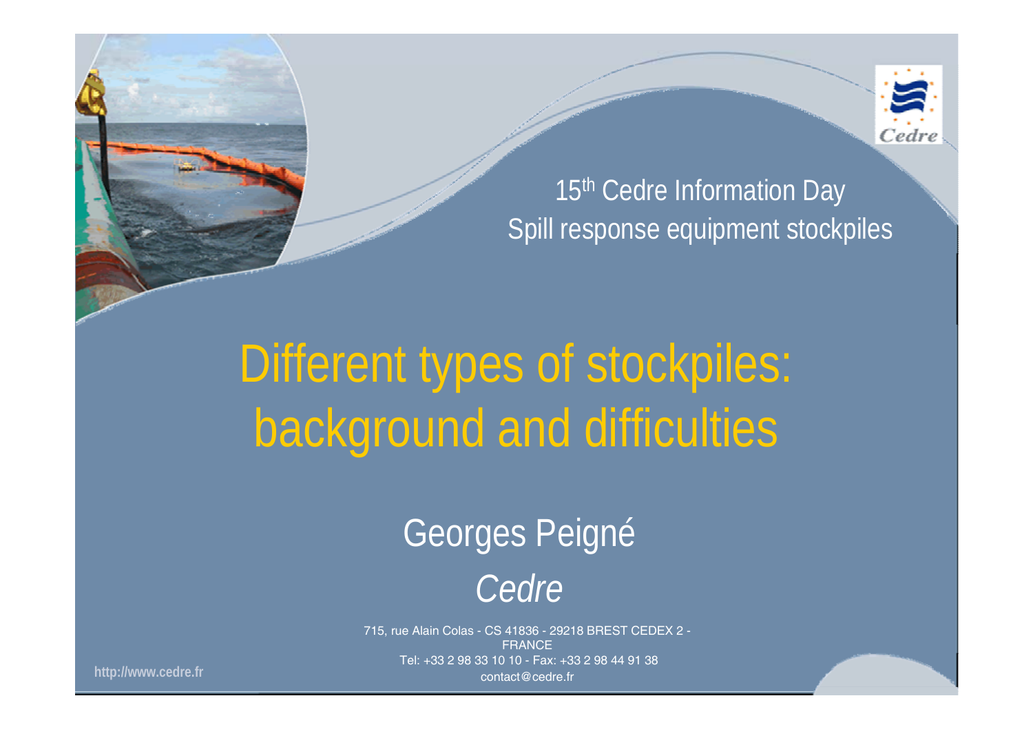15th Cedre Information Day

Spill response equipment stockpiles

# Different types of stockpiles: background and difficulties

Georges Peigné

*Cedre*

715, rue Alain Colas - CS 41836 - 29218 BREST CEDEX 2 - FRANCE

Tel: +33 2 98 33 10 10 - Fax: +33 2 98 44 91 38

contact@cedre.fr

http://www.cedre.fr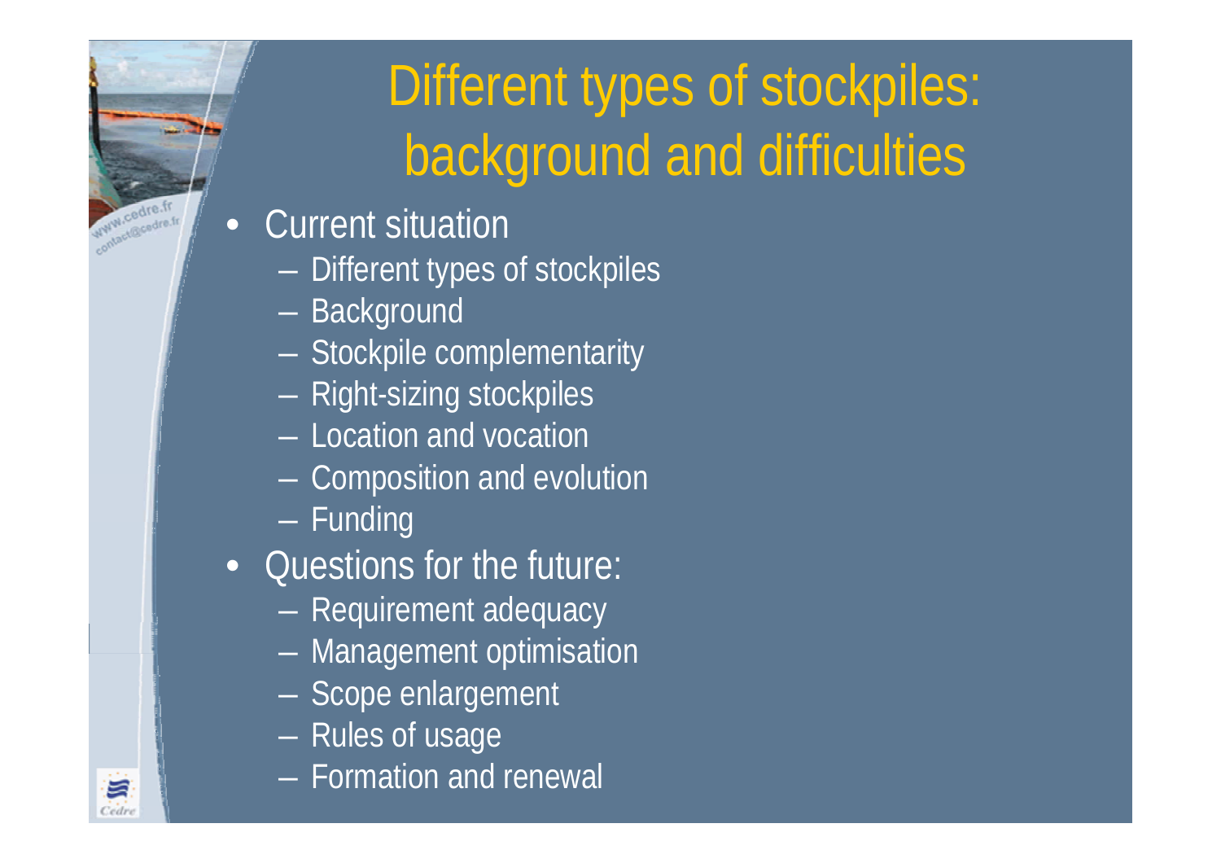# Different types of stockpiles: background and difficulties

- Current situation
  - Different types of stockpiles
  - Background
  - Stockpile complementarity
  - Right-sizing stockpiles
  - Location and vocation
  - Composition and evolution
  - Funding
- Questions for the future:
  - Requirement adequacy
  - Management optimisation
  - Scope enlargement
  - Rules of usage
  - Formation and renewal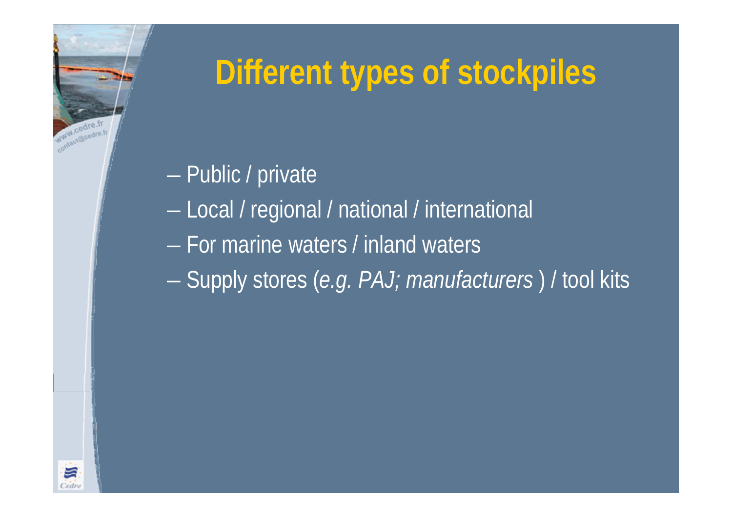# Different types of stockpiles

- Public / private
- Local / regional / national / international
- For marine waters / inland waters
- Supply stores (*e.g. PAJ; manufacturers* ) / tool kits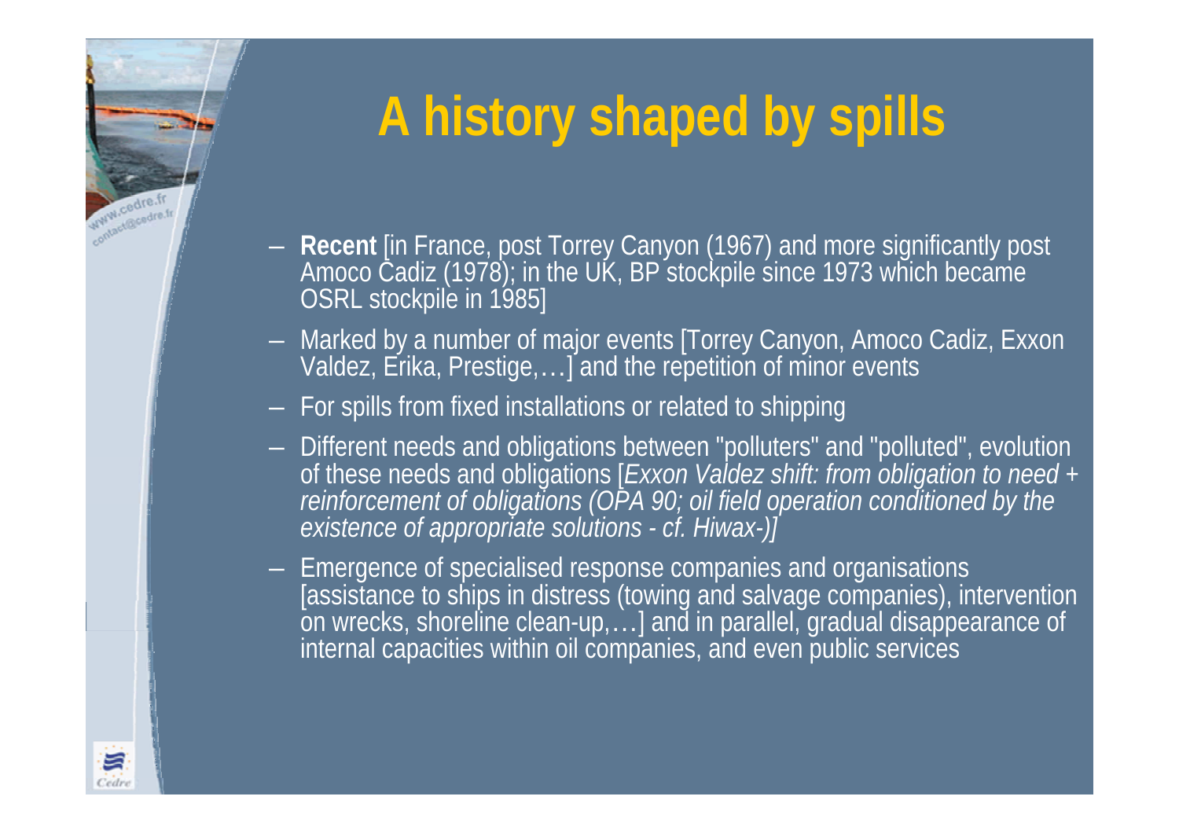# A history shaped by spills

- **Recent** [in France, post Torrey Canyon (1967) and more significantly post Amoco Cadiz (1978); in the UK, BP stockpile since 1973 which became OSRL stockpile in 1985]
- Marked by a number of major events [Torrey Canyon, Amoco Cadiz, Exxon Valdez, Erika, Prestige,…] and the repetition of minor events
- For spills from fixed installations or related to shipping
- Different needs and obligations between "polluters" and "polluted", evolution of these needs and obligations [*Exxon Valdez shift: from obligation to need + reinforcement of obligations (OPA 90; oil field operation conditioned by the existence of appropriate solutions - cf. Hiwax-)]*
- Emergence of specialised response companies and organisations [assistance to ships in distress (towing and salvage companies), intervention on wrecks, shoreline clean-up,…] and in parallel, gradual disappearance of internal capacities within oil companies, and even public services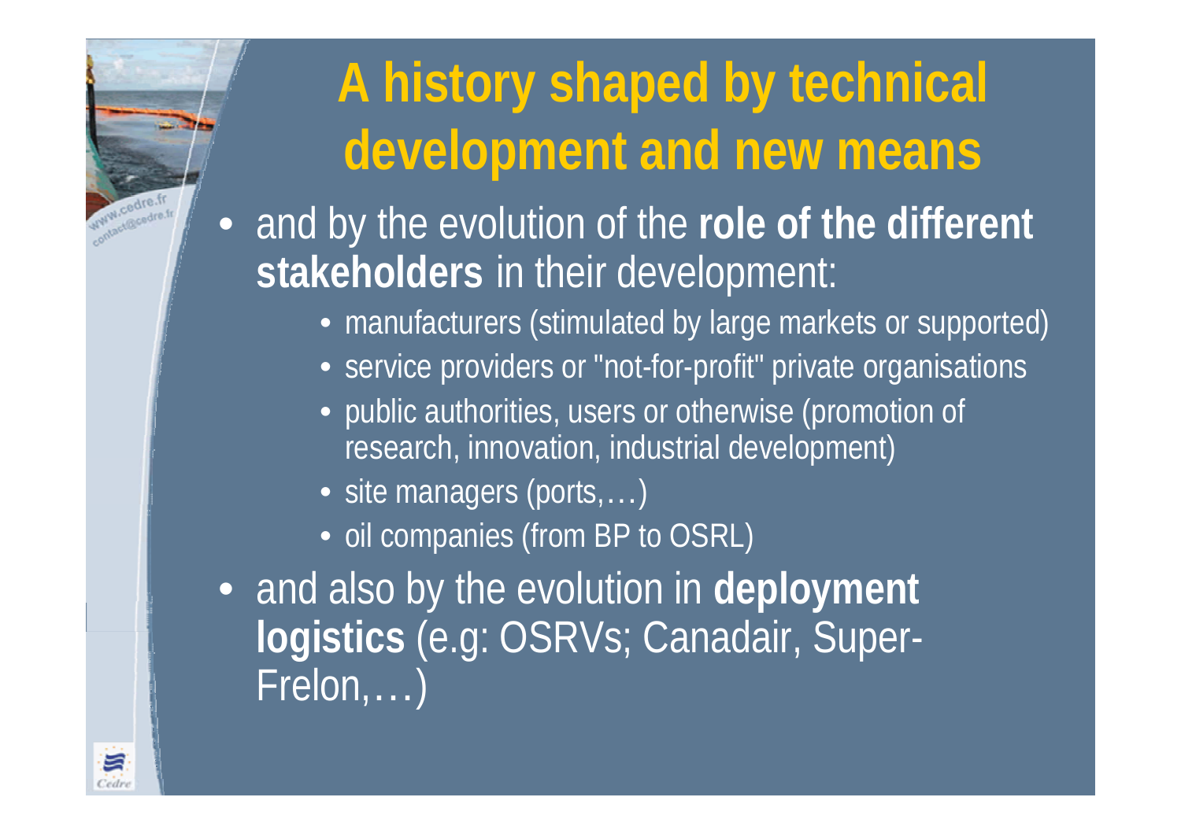# A history shaped by technical development and new means

- and by the evolution of the **role of the different stakeholders** in their development:
  - manufacturers (stimulated by large markets or supported)
  - service providers or "not-for-profit" private organisations
  - public authorities, users or otherwise (promotion of research, innovation, industrial development)
  - site managers (ports,…)
  - oil companies (from BP to OSRL)
- and also by the evolution in **deployment logistics** (e.g: OSRVs; Canadair, Super-Frelon,…)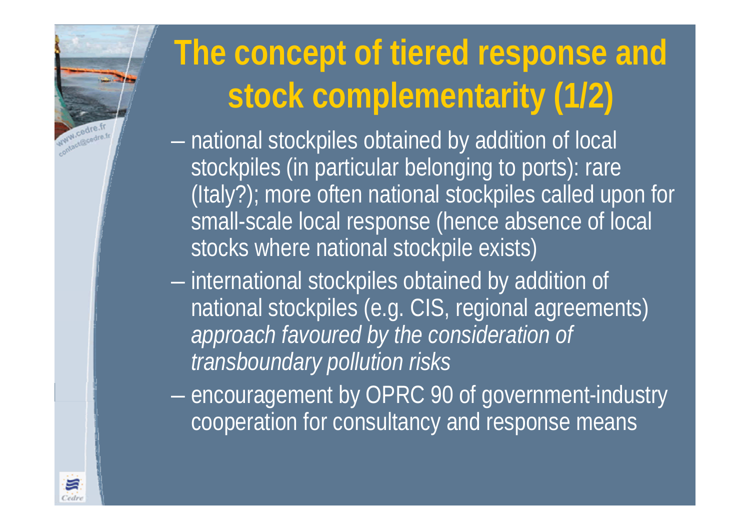# The concept of tiered response and stock complementarity (1/2)

- national stockpiles obtained by addition of local stockpiles (in particular belonging to ports): rare (Italy?); more often national stockpiles called upon for small-scale local response (hence absence of local stocks where national stockpile exists)
- international stockpiles obtained by addition of national stockpiles (e.g. CIS, regional agreements) *approach favoured by the consideration of transboundary pollution risks*
- encouragement by OPRC 90 of government-industry cooperation for consultancy and response means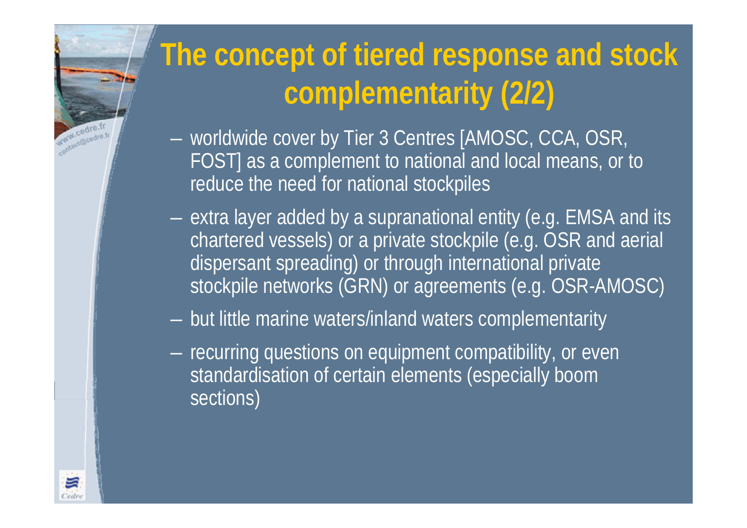# The concept of tiered response and stock complementarity (2/2)

- worldwide cover by Tier 3 Centres [AMOSC, CCA, OSR, FOST] as a complement to national and local means, or to reduce the need for national stockpiles
- extra layer added by a supranational entity (e.g. EMSA and its chartered vessels) or a private stockpile (e.g. OSR and aerial dispersant spreading) or through international private stockpile networks (GRN) or agreements (e.g. OSR-AMOSC)
- but little marine waters/inland waters complementarity
- recurring questions on equipment compatibility, or even standardisation of certain elements (especially boom sections)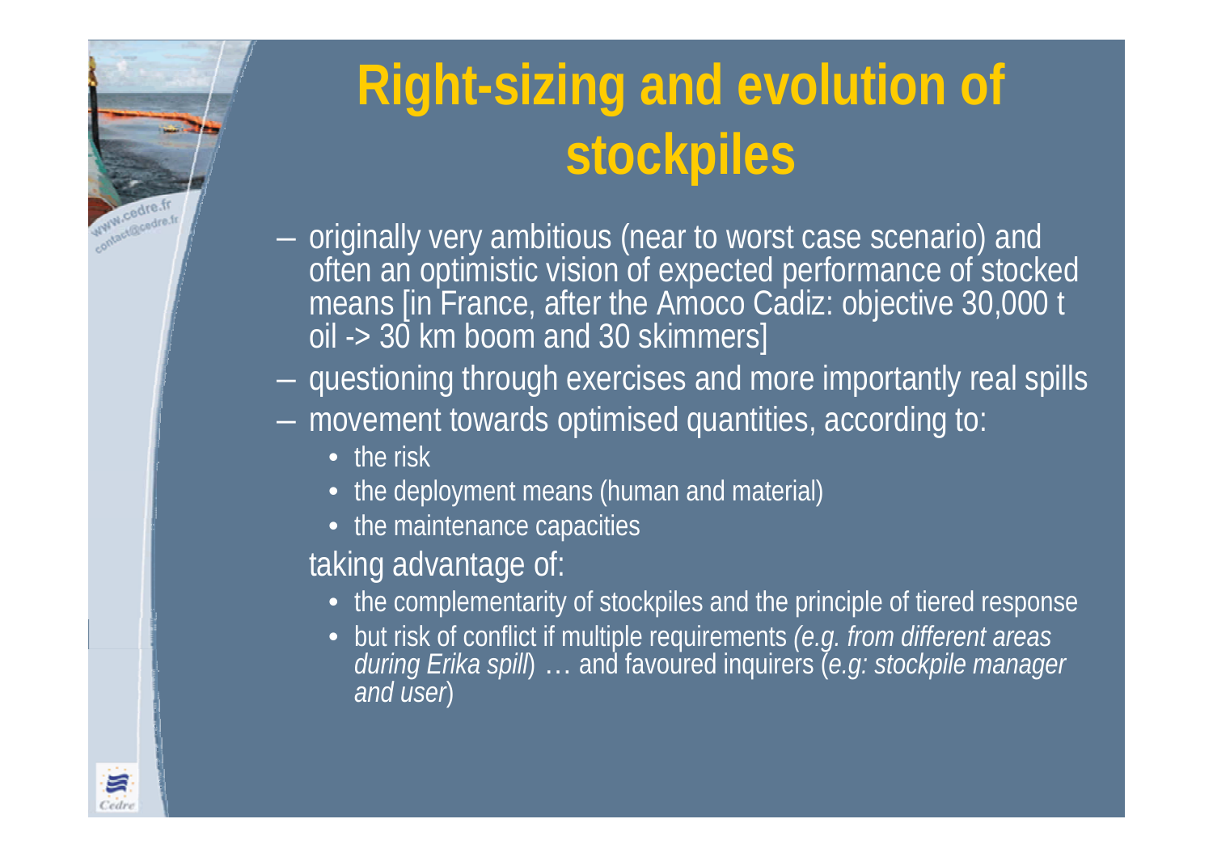# Right-sizing and evolution of stockpiles

- originally very ambitious (near to worst case scenario) and often an optimistic vision of expected performance of stocked means [in France, after the Amoco Cadiz: objective 30,000 t oil -> 30 km boom and 30 skimmers]
- questioning through exercises and more importantly real spills
- movement towards optimised quantities, according to:
  - the risk
  - the deployment means (human and material)
  - the maintenance capacities

  taking advantage of:

  - the complementarity of stockpiles and the principle of tiered response
  - but risk of conflict if multiple requirements *(e.g. from different areas during Erika spill*) … and favoured inquirers (*e.g: stockpile manager and user*)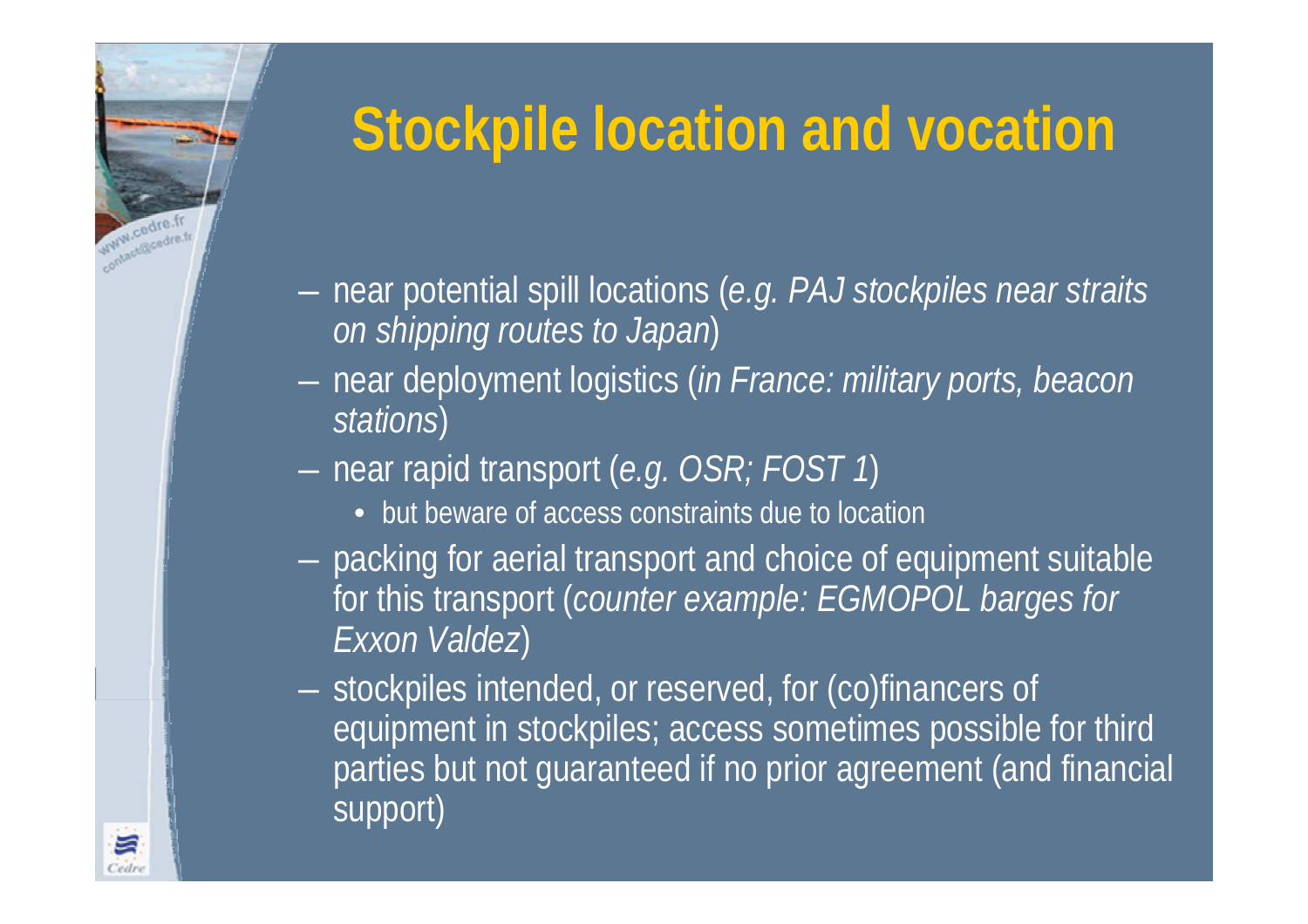# Stockpile location and vocation

- near potential spill locations (*e.g. PAJ stockpiles near straits on shipping routes to Japan*)
- near deployment logistics (*in France: military ports, beacon stations*)
- near rapid transport (*e.g. OSR; FOST 1*)
  - but beware of access constraints due to location
- packing for aerial transport and choice of equipment suitable for this transport (*counter example: EGMOPOL barges for Exxon Valdez*)
- stockpiles intended, or reserved, for (co)financers of equipment in stockpiles; access sometimes possible for third parties but not guaranteed if no prior agreement (and financial support)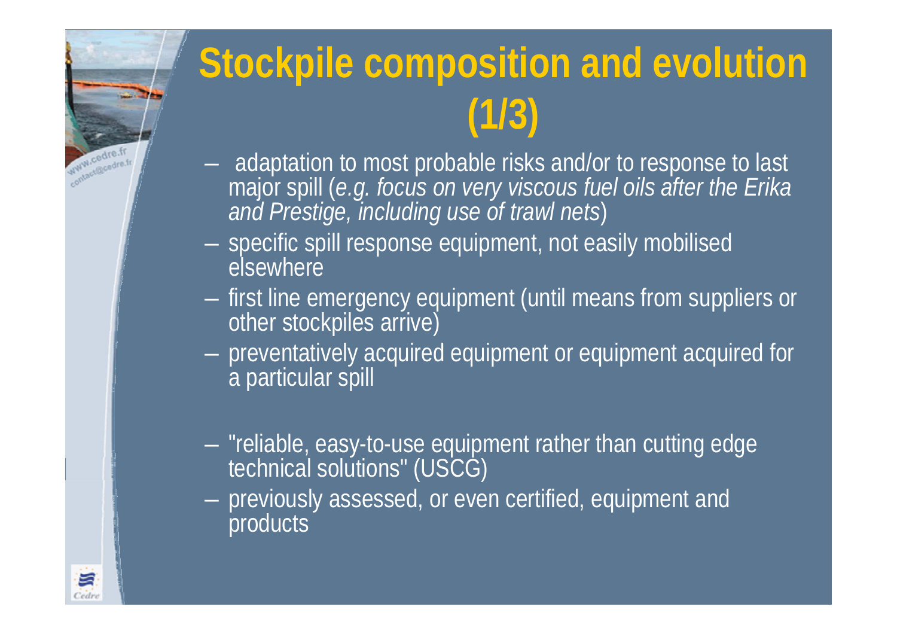# Stockpile composition and evolution (1/3)

- adaptation to most probable risks and/or to response to last major spill (*e.g. focus on very viscous fuel oils after the Erika and Prestige, including use of trawl nets*)
- specific spill response equipment, not easily mobilised elsewhere
- first line emergency equipment (until means from suppliers or other stockpiles arrive)
- preventatively acquired equipment or equipment acquired for a particular spill

- "reliable, easy-to-use equipment rather than cutting edge technical solutions" (USCG)
- previously assessed, or even certified, equipment and products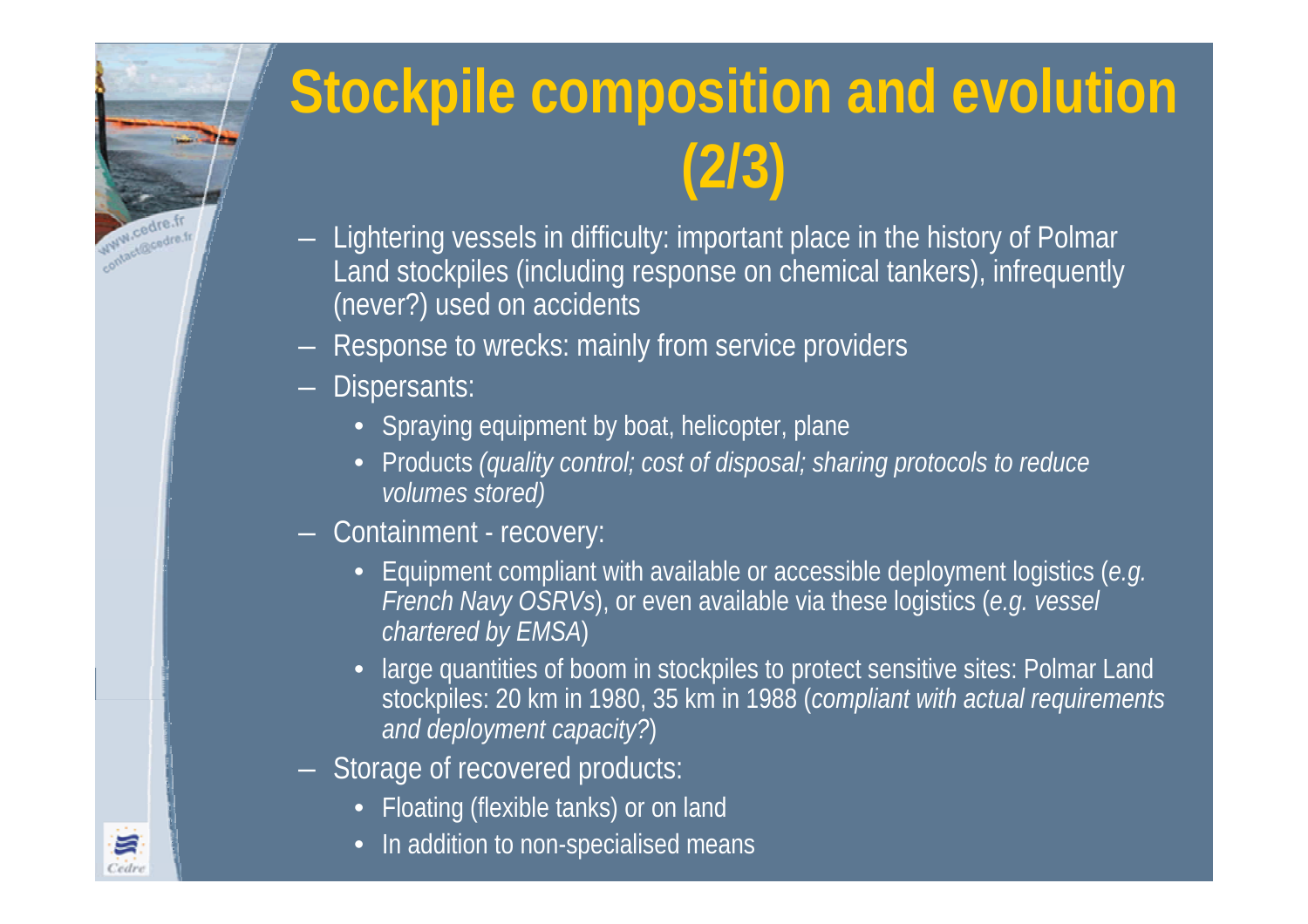# Stockpile composition and evolution (2/3)

- Lightering vessels in difficulty: important place in the history of Polmar Land stockpiles (including response on chemical tankers), infrequently (never?) used on accidents
- Response to wrecks: mainly from service providers
- Dispersants:
  - Spraying equipment by boat, helicopter, plane
  - Products *(quality control; cost of disposal; sharing protocols to reduce volumes stored)*
- Containment - recovery:
  - Equipment compliant with available or accessible deployment logistics (*e.g. French Navy OSRVs*), or even available via these logistics (*e.g. vessel chartered by EMSA*)
  - large quantities of boom in stockpiles to protect sensitive sites: Polmar Land stockpiles: 20 km in 1980, 35 km in 1988 (*compliant with actual requirements and deployment capacity?*)
- Storage of recovered products:
  - Floating (flexible tanks) or on land
  - In addition to non-specialised means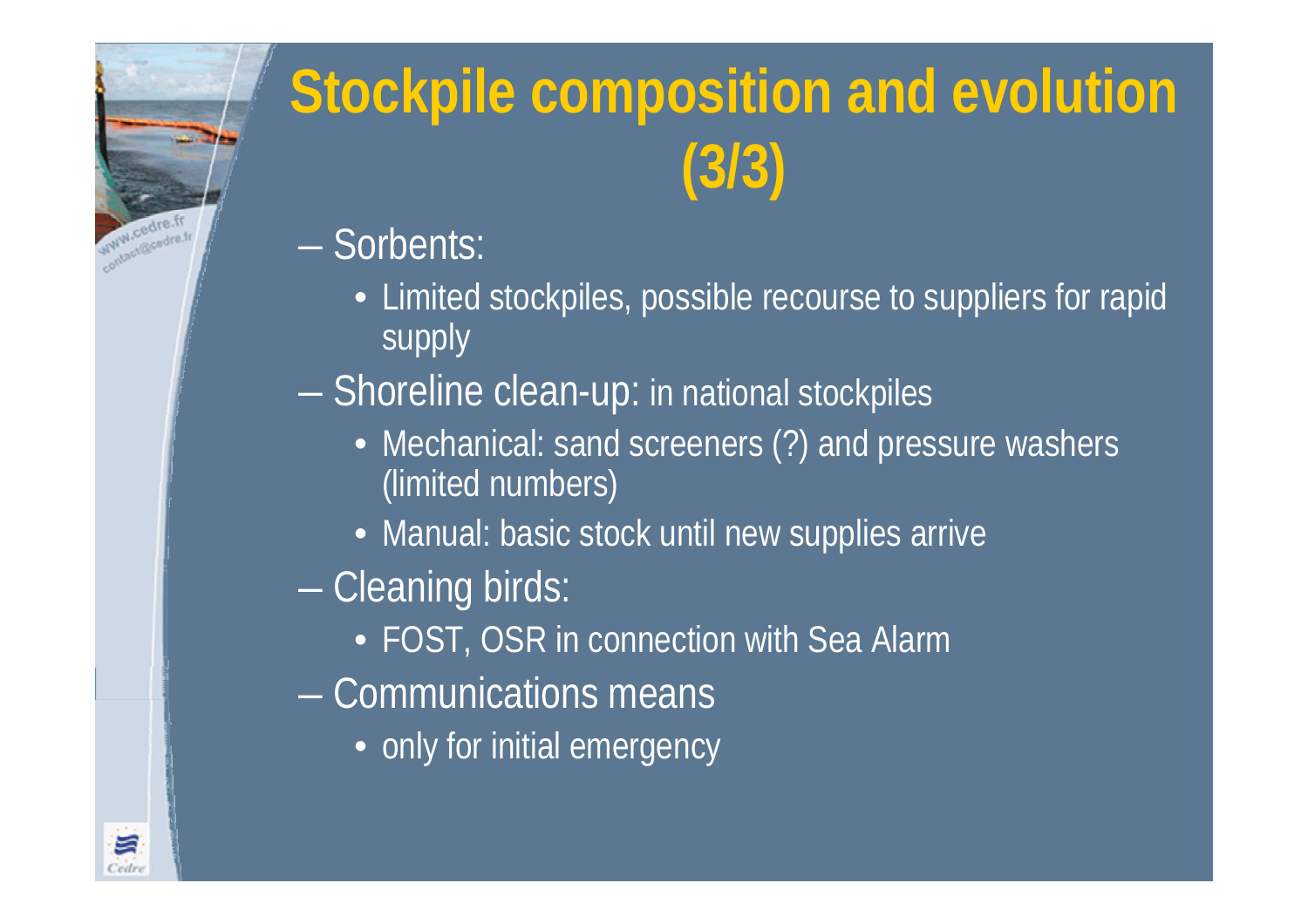# Stockpile composition and evolution (3/3)

- Sorbents:
  - Limited stockpiles, possible recourse to suppliers for rapid supply
- Shoreline clean-up: in national stockpiles
  - Mechanical: sand screeners (?) and pressure washers (limited numbers)
  - Manual: basic stock until new supplies arrive
- Cleaning birds:
  - FOST, OSR in connection with Sea Alarm
- Communications means
  - only for initial emergency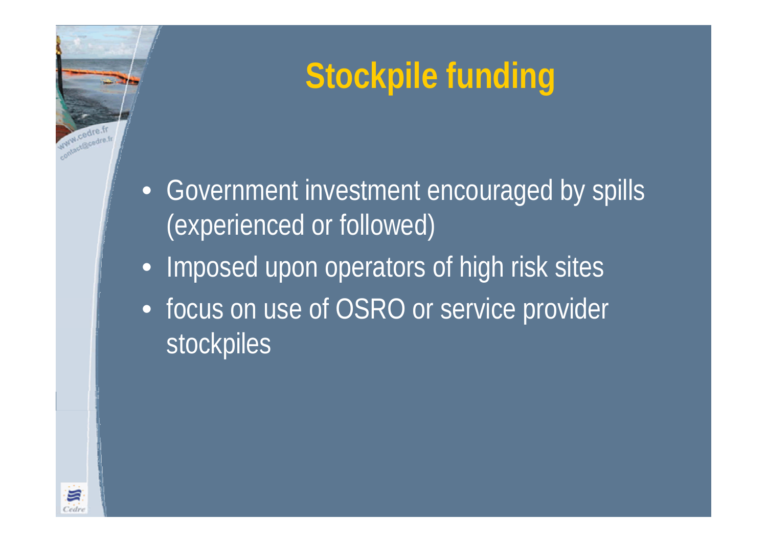# Stockpile funding

- Government investment encouraged by spills (experienced or followed)
- Imposed upon operators of high risk sites
- focus on use of OSRO or service provider stockpiles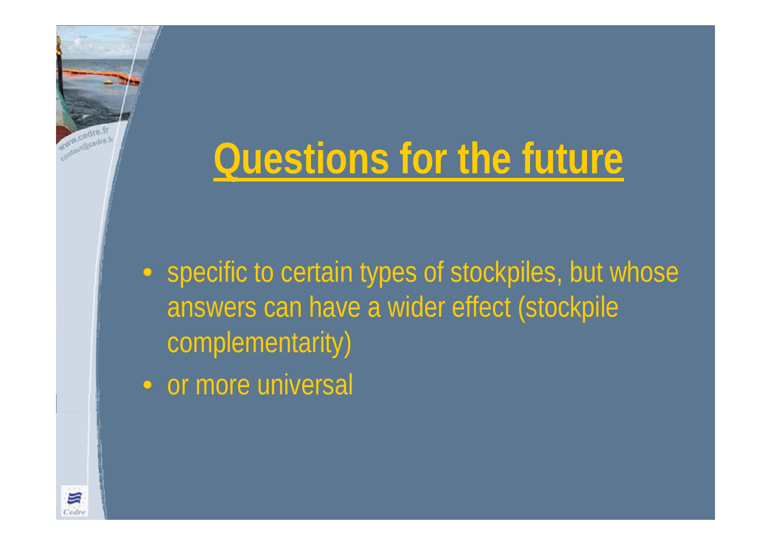# Questions for the future

- specific to certain types of stockpiles, but whose answers can have a wider effect (stockpile complementarity)
- or more universal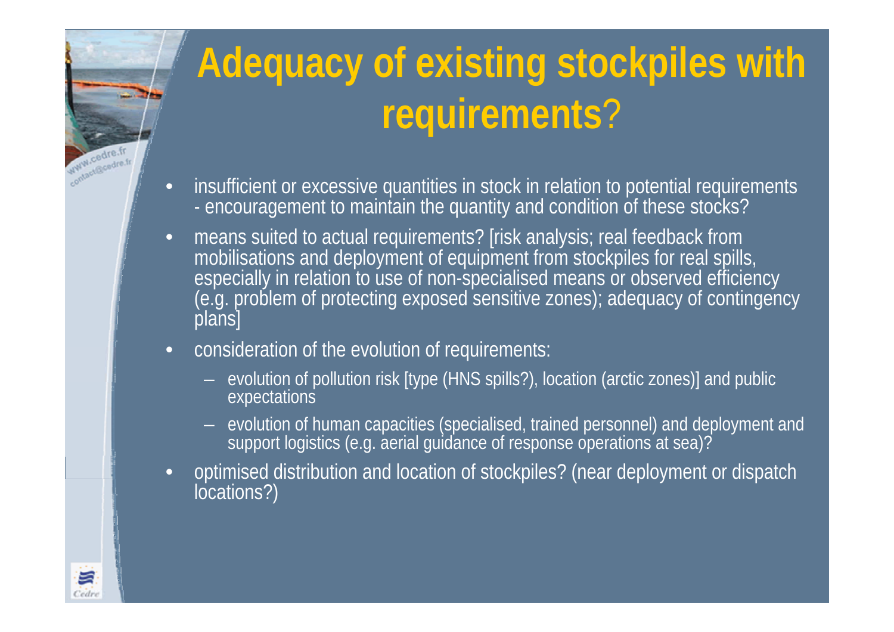# Adequacy of existing stockpiles with requirements?

- insufficient or excessive quantities in stock in relation to potential requirements - encouragement to maintain the quantity and condition of these stocks?
- means suited to actual requirements? [risk analysis; real feedback from mobilisations and deployment of equipment from stockpiles for real spills, especially in relation to use of non-specialised means or observed efficiency (e.g. problem of protecting exposed sensitive zones); adequacy of contingency plans]
- consideration of the evolution of requirements:
  - evolution of pollution risk [type (HNS spills?), location (arctic zones)] and public expectations
  - evolution of human capacities (specialised, trained personnel) and deployment and support logistics (e.g. aerial guidance of response operations at sea)?
- optimised distribution and location of stockpiles? (near deployment or dispatch locations?)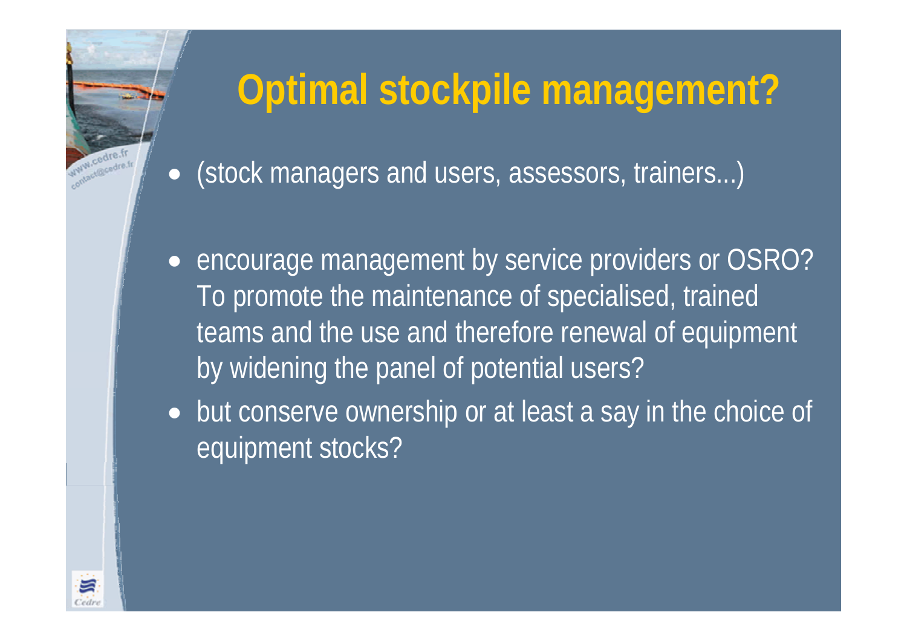# Optimal stockpile management?

- (stock managers and users, assessors, trainers...)

- encourage management by service providers or OSRO? To promote the maintenance of specialised, trained teams and the use and therefore renewal of equipment by widening the panel of potential users?
- but conserve ownership or at least a say in the choice of equipment stocks?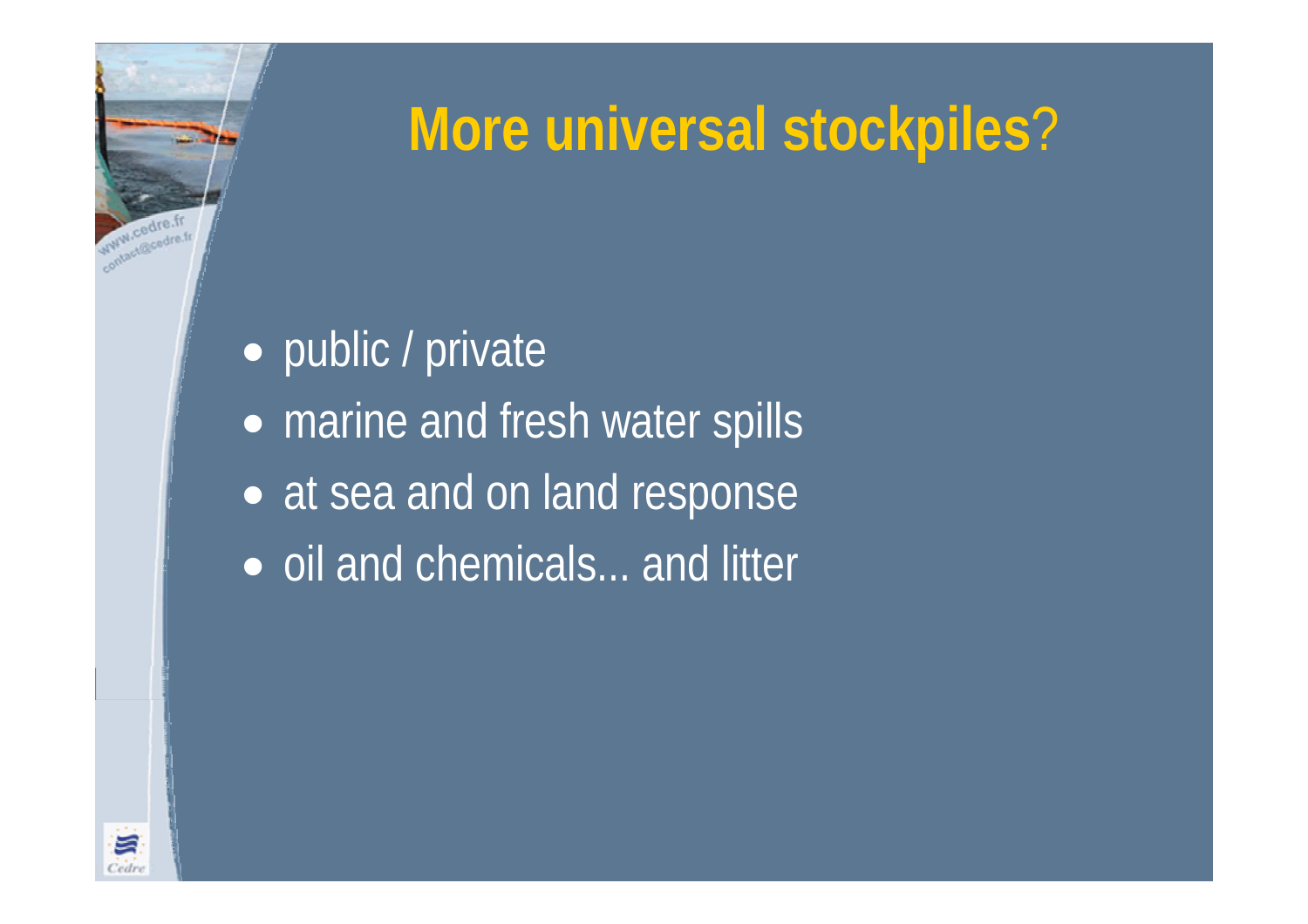# **More universal stockpiles**?

- public / private
- marine and fresh water spills
- at sea and on land response
- oil and chemicals... and litter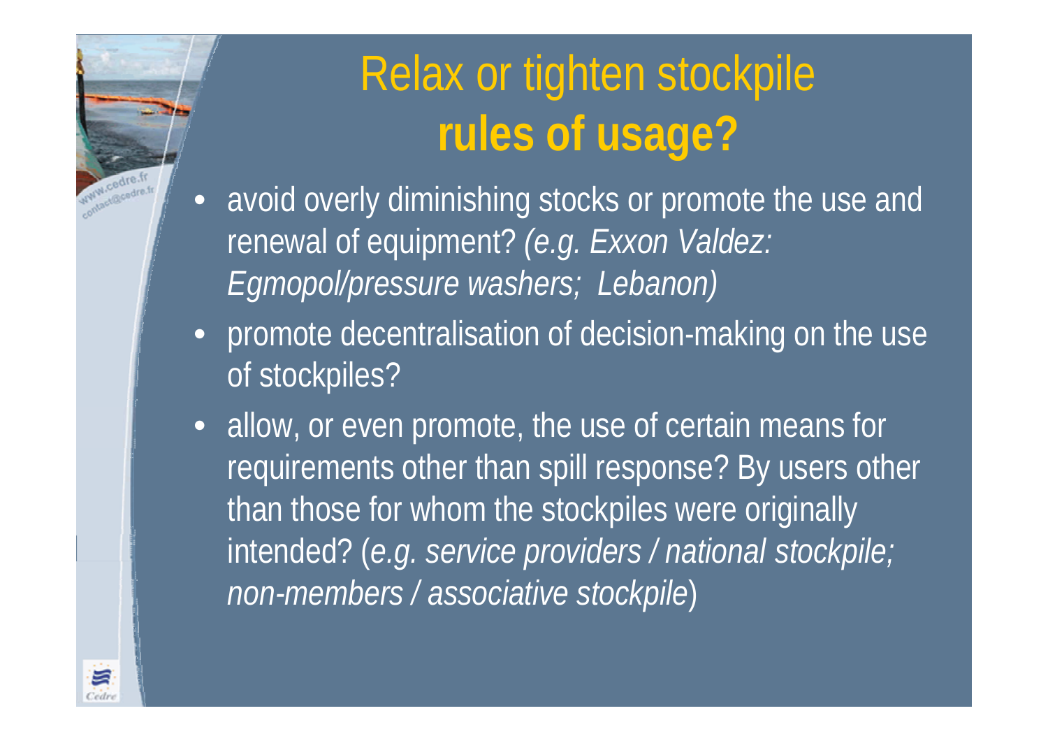# Relax or tighten stockpile **rules of usage?**

- avoid overly diminishing stocks or promote the use and renewal of equipment? *(e.g. Exxon Valdez: Egmopol/pressure washers; Lebanon)*
- promote decentralisation of decision-making on the use of stockpiles?
- allow, or even promote, the use of certain means for requirements other than spill response? By users other than those for whom the stockpiles were originally intended? (*e.g. service providers / national stockpile; non-members / associative stockpile*)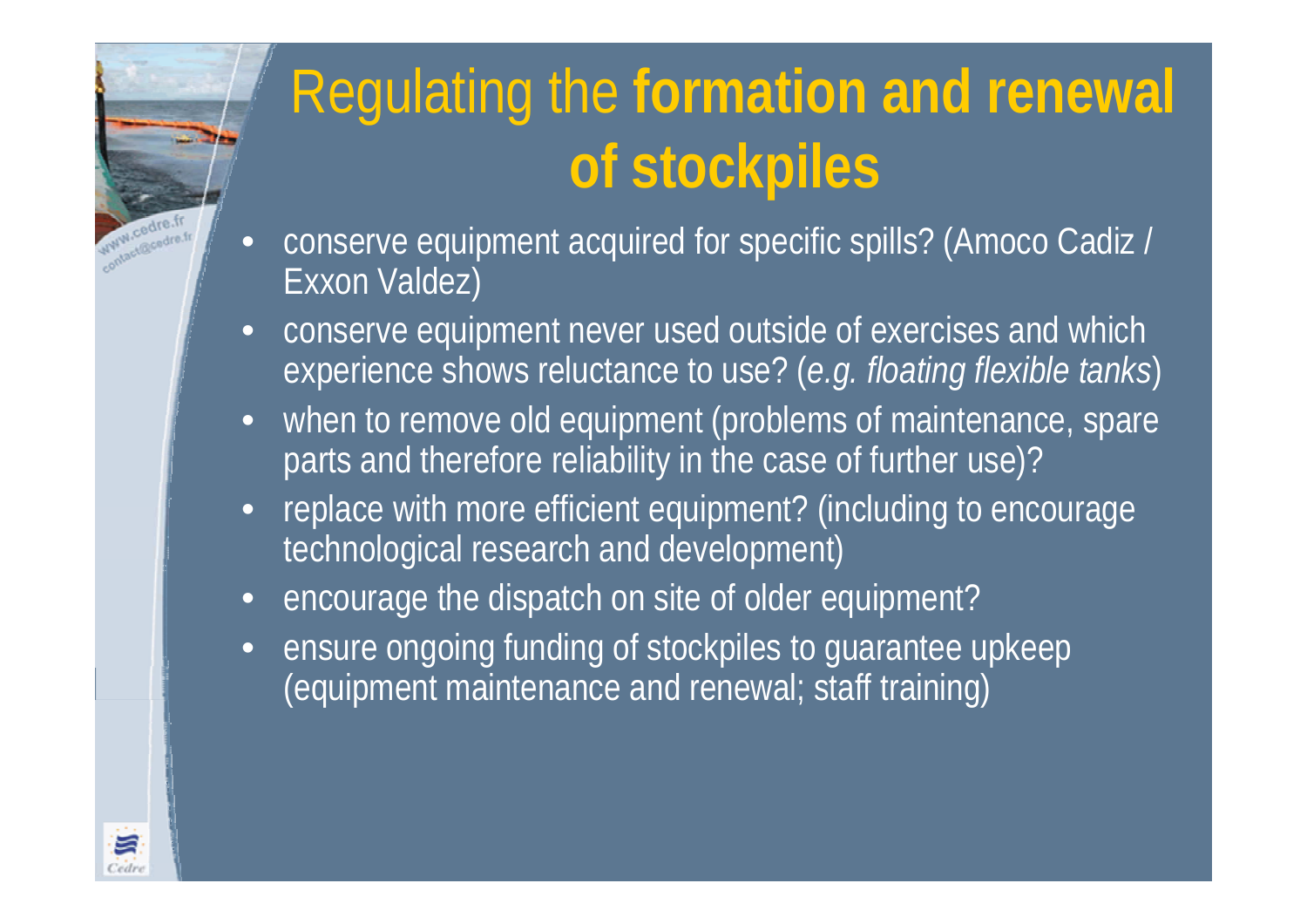# Regulating the **formation and renewal of stockpiles**

- conserve equipment acquired for specific spills? (Amoco Cadiz / Exxon Valdez)
- conserve equipment never used outside of exercises and which experience shows reluctance to use? (*e.g. floating flexible tanks*)
- when to remove old equipment (problems of maintenance, spare parts and therefore reliability in the case of further use)?
- replace with more efficient equipment? (including to encourage technological research and development)
- encourage the dispatch on site of older equipment?
- ensure ongoing funding of stockpiles to guarantee upkeep (equipment maintenance and renewal; staff training)